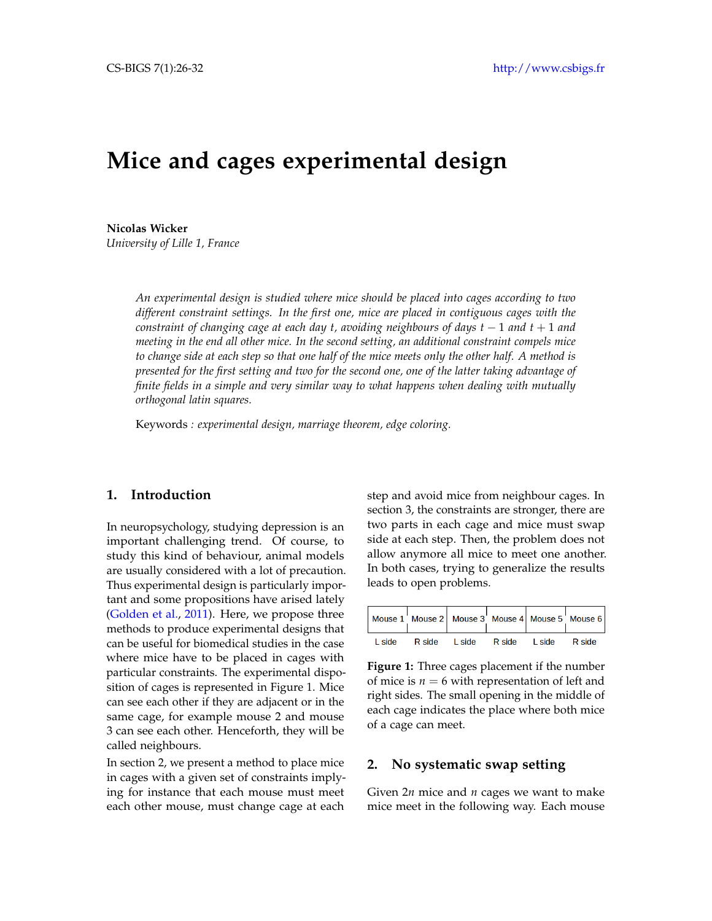# Mice and cages experimental design

**Nicolas Wicker**
*University of Lille 1, France*

*An experimental design is studied where mice should be placed into cages according to two different constraint settings. In the first one, mice are placed in contiguous cages with the constraint of changing cage at each day $t$, avoiding neighbours of days $t-1$ and $t+1$ and meeting in the end all other mice. In the second setting, an additional constraint compels mice to change side at each step so that one half of the mice meets only the other half. A method is presented for the first setting and two for the second one, one of the latter taking advantage of finite fields in a simple and very similar way to what happens when dealing with mutually orthogonal latin squares.*

Keywords : *experimental design, marriage theorem, edge coloring.*

## 1. Introduction

In neuropsychology, studying depression is an important challenging trend. Of course, to study this kind of behaviour, animal models are usually considered with a lot of precaution. Thus experimental design is particularly important and some propositions have arised lately (Golden et al., 2011). Here, we propose three methods to produce experimental designs that can be useful for biomedical studies in the case where mice have to be placed in cages with particular constraints. The experimental disposition of cages is represented in Figure 1. Mice can see each other if they are adjacent or in the same cage, for example mouse 2 and mouse 3 can see each other. Henceforth, they will be called neighbours.

In section 2, we present a method to place mice in cages with a given set of constraints implying for instance that each mouse must meet each other mouse, must change cage at each step and avoid mice from neighbour cages. In section 3, the constraints are stronger, there are two parts in each cage and mice must swap side at each step. Then, the problem does not allow anymore all mice to meet one another. In both cases, trying to generalize the results leads to open problems.

| Mouse 1 | Mouse 2 | Mouse 3 | Mouse 4 | Mouse 5 | Mouse 6 |
|---|---|---|---|---|---|
| L side | R side | L side | R side | L side | R side |

**Figure 1:** Three cages placement if the number of mice is $n = 6$ with representation of left and right sides. The small opening in the middle of each cage indicates the place where both mice of a cage can meet.

## 2. No systematic swap setting

Given $2n$ mice and $n$ cages we want to make mice meet in the following way. Each mouse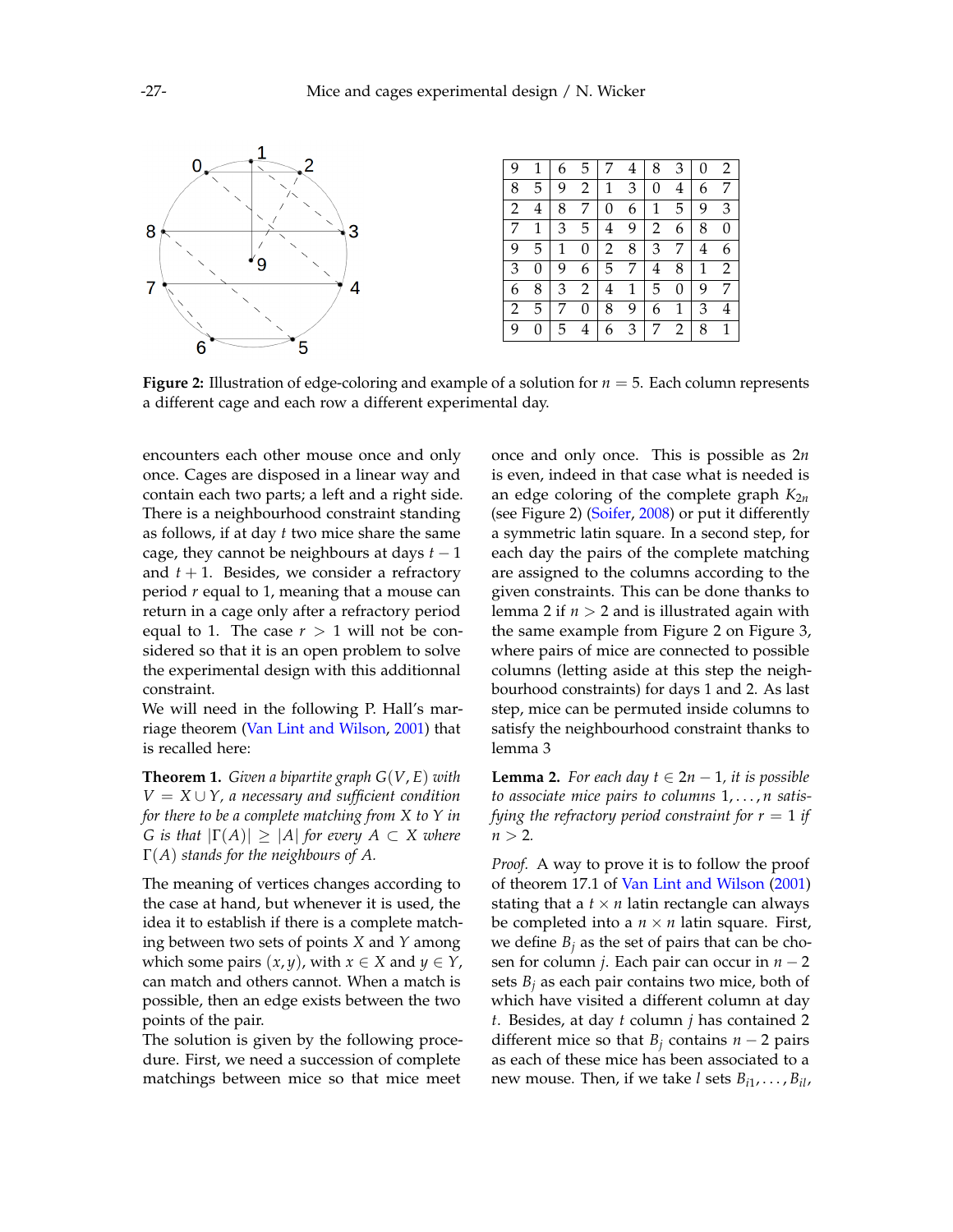| 9 | 1 | 6 | 5 | 7 | 4 | 8 | 3 | 0 | 2 |
|---|---|---|---|---|---|---|---|---|---|
| 8 | 5 | 9 | 2 | 1 | 3 | 0 | 4 | 6 | 7 |
| 2 | 4 | 8 | 7 | 0 | 6 | 1 | 5 | 9 | 3 |
| 7 | 1 | 3 | 5 | 4 | 9 | 2 | 6 | 8 | 0 |
| 9 | 5 | 1 | 0 | 2 | 8 | 3 | 7 | 4 | 6 |
| 3 | 0 | 9 | 6 | 5 | 7 | 4 | 8 | 1 | 2 |
| 6 | 8 | 3 | 2 | 4 | 1 | 5 | 0 | 9 | 7 |
| 2 | 5 | 7 | 0 | 8 | 9 | 6 | 1 | 3 | 4 |
| 9 | 0 | 5 | 4 | 6 | 3 | 7 | 2 | 8 | 1 |

**Figure 2:** Illustration of edge-coloring and example of a solution for $n = 5$. Each column represents a different cage and each row a different experimental day.

encounters each other mouse once and only once. Cages are disposed in a linear way and contain each two parts; a left and a right side. There is a neighbourhood constraint standing as follows, if at day $t$ two mice share the same cage, they cannot be neighbours at days $t-1$ and $t+1$. Besides, we consider a refractory period $r$ equal to 1, meaning that a mouse can return in a cage only after a refractory period equal to 1. The case $r > 1$ will not be considered so that it is an open problem to solve the experimental design with this additional constraint.

We will need in the following P. Hall's marriage theorem (Van Lint and Wilson, 2001) that is recalled here:

**Theorem 1.** *Given a bipartite graph $G(V, E)$ with $V = X \cup Y$, a necessary and sufficient condition for there to be a complete matching from $X$ to $Y$ in $G$ is that $|\Gamma(A)| \geq |A|$ for every $A \subset X$ where $\Gamma(A)$ stands for the neighbours of $A$.*

The meaning of vertices changes according to the case at hand, but whenever it is used, the idea it to establish if there is a complete matching between two sets of points $X$ and $Y$ among which some pairs $(x, y)$, with $x \in X$ and $y \in Y$, can match and others cannot. When a match is possible, then an edge exists between the two points of the pair.

The solution is given by the following procedure. First, we need a succession of complete matchings between mice so that mice meet once and only once. This is possible as $2n$ is even, indeed in that case what is needed is an edge coloring of the complete graph $K_{2n}$ (see Figure 2) (Soifer, 2008) or put it differently a symmetric latin square. In a second step, for each day the pairs of the complete matching are assigned to the columns according to the given constraints. This can be done thanks to lemma 2 if $n > 2$ and is illustrated again with the same example from Figure 2 on Figure 3, where pairs of mice are connected to possible columns (letting aside at this step the neighbourhood constraints) for days 1 and 2. As last step, mice can be permuted inside columns to satisfy the neighbourhood constraint thanks to lemma 3

**Lemma 2.** *For each day $t \in 2n-1$, it is possible to associate mice pairs to columns $1, \ldots, n$ satisfying the refractory period constraint for $r = 1$ if $n > 2$.*

*Proof.* A way to prove it is to follow the proof of theorem 17.1 of Van Lint and Wilson (2001) stating that a $t \times n$ latin rectangle can always be completed into a $n \times n$ latin square. First, we define $B_j$ as the set of pairs that can be chosen for column $j$. Each pair can occur in $n-2$ sets $B_j$ as each pair contains two mice, both of which have visited a different column at day $t$. Besides, at day $t$ column $j$ has contained 2 different mice so that $B_j$ contains $n-2$ pairs as each of these mice has been associated to a new mouse. Then, if we take $l$ sets $B_{i1}, \ldots, B_{il}$,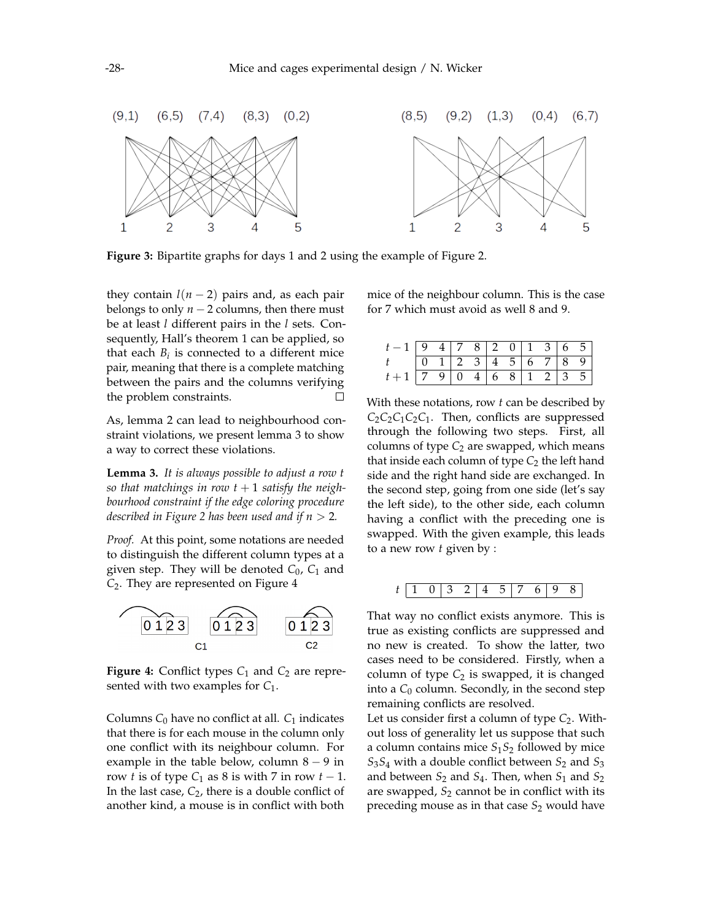Figure 3: Bipartite graphs for days 1 and 2 using the example of Figure 2.

they contain $l(n-2)$ pairs and, as each pair belongs to only $n-2$ columns, then there must be at least $l$ different pairs in the $l$ sets. Consequently, Hall's theorem 1 can be applied, so that each $B_i$ is connected to a different mice pair, meaning that there is a complete matching between the pairs and the columns verifying the problem constraints. □

As, lemma 2 can lead to neighbourhood constraint violations, we present lemma 3 to show a way to correct these violations.

**Lemma 3.** *It is always possible to adjust a row $t$ so that matchings in row $t+1$ satisfy the neighbourhood constraint if the edge coloring procedure described in Figure 2 has been used and if $n > 2$.*

*Proof.* At this point, some notations are needed to distinguish the different column types at a given step. They will be denoted $C_0$, $C_1$ and $C_2$. They are represented on Figure 4

**Figure 4:** Conflict types $C_1$ and $C_2$ are represented with two examples for $C_1$.

Columns $C_0$ have no conflict at all. $C_1$ indicates that there is for each mouse in the column only one conflict with its neighbour column. For example in the table below, column $8-9$ in row $t$ is of type $C_1$ as 8 is with 7 in row $t-1$. In the last case, $C_2$, there is a double conflict of another kind, a mouse is in conflict with both mice of the neighbour column. This is the case for 7 which must avoid as well 8 and 9.

| | | | | | | | | | | |
|---|---|---|---|---|---|---|---|---|---|---|
| $t-1$ | 9 | 4 | 7 | 8 | 2 | 0 | 1 | 3 | 6 | 5 |
| $t$ | 0 | 1 | 2 | 3 | 4 | 5 | 6 | 7 | 8 | 9 |
| $t+1$ | 7 | 9 | 0 | 4 | 6 | 8 | 1 | 2 | 3 | 5 |

With these notations, row $t$ can be described by $C_2C_2C_1C_2C_1$. Then, conflicts are suppressed through the following two steps. First, all columns of type $C_2$ are swapped, which means that inside each column of type $C_2$ the left hand side and the right hand side are exchanged. In the second step, going from one side (let's say the left side), to the other side, each column having a conflict with the preceding one is swapped. With the given example, this leads to a new row $t$ given by :

| | | | | | | | | | | |
|---|---|---|---|---|---|---|---|---|---|---|
| $t$ | 1 | 0 | 3 | 2 | 4 | 5 | 7 | 6 | 9 | 8 |

That way no conflict exists anymore. This is true as existing conflicts are suppressed and no new is created. To show the latter, two cases need to be considered. Firstly, when a column of type $C_2$ is swapped, it is changed into a $C_0$ column. Secondly, in the second step remaining conflicts are resolved.
Let us consider first a column of type $C_2$. Without loss of generality let us suppose that such a column contains mice $S_1S_2$ followed by mice $S_3S_4$ with a double conflict between $S_2$ and $S_3$ and between $S_2$ and $S_4$. Then, when $S_1$ and $S_2$ are swapped, $S_2$ cannot be in conflict with its preceding mouse as in that case $S_2$ would have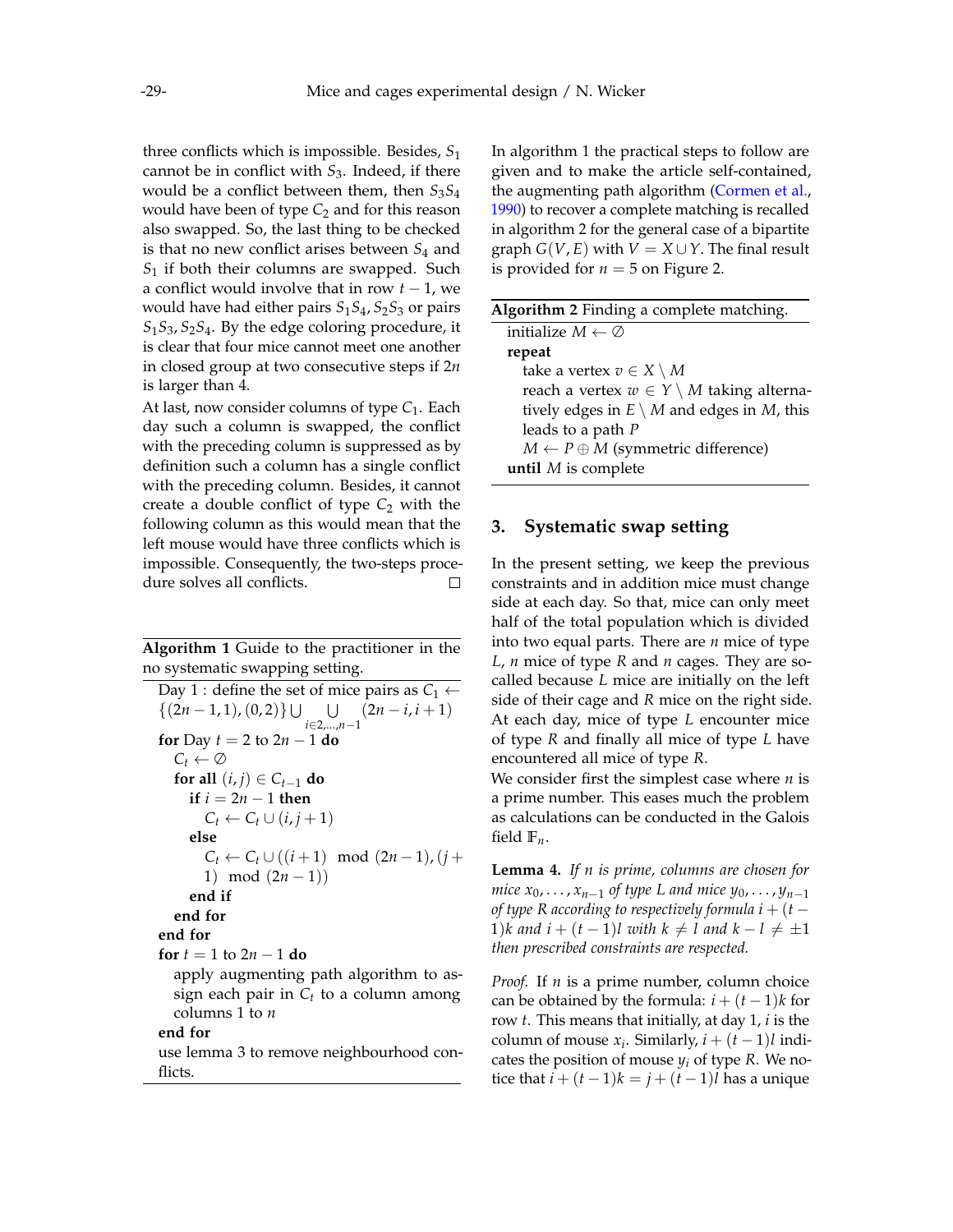three conflicts which is impossible. Besides, $S_1$ cannot be in conflict with $S_3$. Indeed, if there would be a conflict between them, then $S_3S_4$ would have been of type $C_2$ and for this reason also swapped. So, the last thing to be checked is that no new conflict arises between $S_4$ and $S_1$ if both their columns are swapped. Such a conflict would involve that in row $t-1$, we would have had either pairs $S_1S_4, S_2S_3$ or pairs $S_1S_3, S_2S_4$. By the edge coloring procedure, it is clear that four mice cannot meet one another in closed group at two consecutive steps if $2n$ is larger than 4.

At last, now consider columns of type $C_1$. Each day such a column is swapped, the conflict with the preceding column is suppressed as by definition such a column has a single conflict with the preceding column. Besides, it cannot create a double conflict of type $C_2$ with the following column as this would mean that the left mouse would have three conflicts which is impossible. Consequently, the two-steps procedure solves all conflicts. □

**Algorithm 1** Guide to the practitioner in the no systematic swapping setting.

```
Day 1 : define the set of mice pairs as C_1 ← {(2n−1,1),(0,2)} ∪ ⋃_{i∈2,...,n−1} (2n−i, i+1)
for Day t = 2 to 2n − 1 do
    C_t ← ∅
    for all (i, j) ∈ C_{t−1} do
        if i = 2n − 1 then
            C_t ← C_t ∪ (i, j+1)
        else
            C_t ← C_t ∪ ((i+1) mod (2n−1), (j+1) mod (2n−1))
        end if
    end for
end for
for t = 1 to 2n − 1 do
    apply augmenting path algorithm to assign each pair in C_t to a column among columns 1 to n
end for
use lemma 3 to remove neighbourhood conflicts.
```

In algorithm 1 the practical steps to follow are given and to make the article self-contained, the augmenting path algorithm (Cormen et al., 1990) to recover a complete matching is recalled in algorithm 2 for the general case of a bipartite graph $G(V, E)$ with $V = X \cup Y$. The final result is provided for $n = 5$ on Figure 2.

**Algorithm 2** Finding a complete matching.

```
initialize M ← ∅
repeat
    take a vertex v ∈ X \ M
    reach a vertex w ∈ Y \ M taking alternatively edges in E \ M and edges in M, this leads to a path P
    M ← P ⊕ M (symmetric difference)
until M is complete
```

## 3. Systematic swap setting

In the present setting, we keep the previous constraints and in addition mice must change side at each day. So that, mice can only meet half of the total population which is divided into two equal parts. There are $n$ mice of type $L$, $n$ mice of type $R$ and $n$ cages. They are so-called because $L$ mice are initially on the left side of their cage and $R$ mice on the right side. At each day, mice of type $L$ encounter mice of type $R$ and finally all mice of type $L$ have encountered all mice of type $R$.

We consider first the simplest case where $n$ is a prime number. This eases much the problem as calculations can be conducted in the Galois field $\mathbb{F}_n$.

**Lemma 4.** *If $n$ is prime, columns are chosen for mice $x_0, \ldots, x_{n-1}$ of type L and mice $y_0, \ldots, y_{n-1}$ of type R according to respectively formula $i + (t-1)k$ and $i + (t-1)l$ with $k \neq l$ and $k - l \neq \pm 1$ then prescribed constraints are respected.*

*Proof.* If $n$ is a prime number, column choice can be obtained by the formula: $i + (t-1)k$ for row $t$. This means that initially, at day 1, $i$ is the column of mouse $x_i$. Similarly, $i + (t-1)l$ indicates the position of mouse $y_i$ of type $R$. We notice that $i + (t-1)k = j + (t-1)l$ has a unique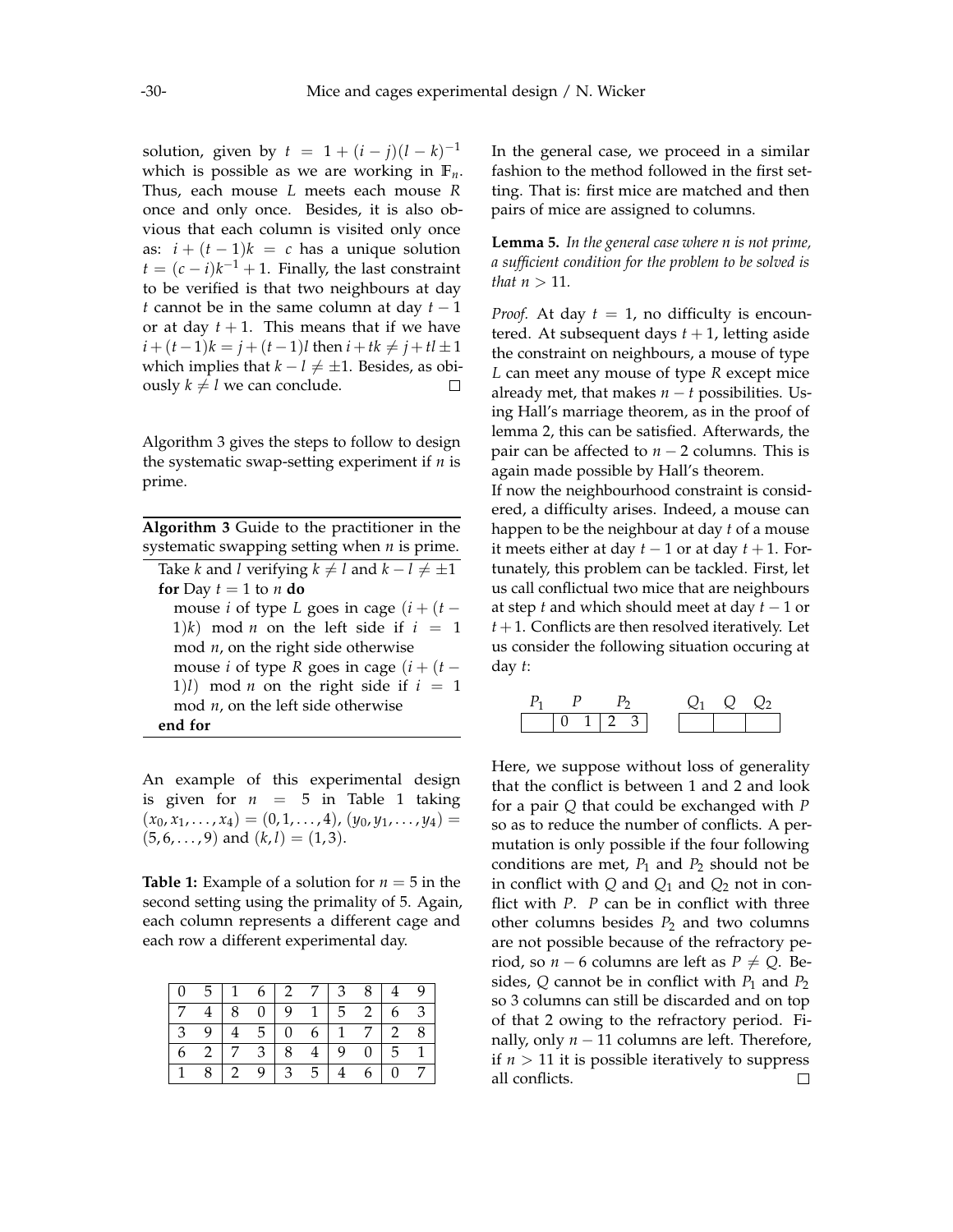solution, given by $t = 1 + (i-j)(l-k)^{-1}$ which is possible as we are working in $\mathbb{F}_n$. Thus, each mouse $L$ meets each mouse $R$ once and only once. Besides, it is also obvious that each column is visited only once as: $i + (t-1)k = c$ has a unique solution $t = (c-i)k^{-1} + 1$. Finally, the last constraint to be verified is that two neighbours at day $t$ cannot be in the same column at day $t-1$ or at day $t+1$. This means that if we have $i + (t-1)k = j + (t-1)l$ then $i + tk \neq j + tl \pm 1$ which implies that $k - l \neq \pm 1$. Besides, as obiously $k \neq l$ we can conclude. □

Algorithm 3 gives the steps to follow to design the systematic swap-setting experiment if $n$ is prime.

**Algorithm 3** Guide to the practitioner in the systematic swapping setting when $n$ is prime.

```
Take k and l verifying k ≠ l and k − l ≠ ±1
for Day t = 1 to n do
    mouse i of type L goes in cage (i + (t − 1)k) mod n on the left side if i = 1 mod n, on the right side otherwise
    mouse i of type R goes in cage (i + (t − 1)l) mod n on the right side if i = 1 mod n, on the left side otherwise
end for
```

An example of this experimental design is given for $n = 5$ in Table 1 taking $(x_0, x_1, \ldots, x_4) = (0, 1, \ldots, 4)$, $(y_0, y_1, \ldots, y_4) = (5, 6, \ldots, 9)$ and $(k, l) = (1, 3)$.

**Table 1:** Example of a solution for $n = 5$ in the second setting using the primality of 5. Again, each column represents a different cage and each row a different experimental day.

| | | | | | | | | | |
|---|---|---|---|---|---|---|---|---|---|
| 0 | 5 | 1 | 6 | 2 | 7 | 3 | 8 | 4 | 9 |
| 7 | 4 | 8 | 0 | 9 | 1 | 5 | 2 | 6 | 3 |
| 3 | 9 | 4 | 5 | 0 | 6 | 1 | 7 | 2 | 8 |
| 6 | 2 | 7 | 3 | 8 | 4 | 9 | 0 | 5 | 1 |
| 1 | 8 | 2 | 9 | 3 | 5 | 4 | 6 | 0 | 7 |

In the general case, we proceed in a similar fashion to the method followed in the first setting. That is: first mice are matched and then pairs of mice are assigned to columns.

**Lemma 5.** *In the general case where n is not prime, a sufficient condition for the problem to be solved is that $n > 11$.*

*Proof.* At day $t = 1$, no difficulty is encountered. At subsequent days $t+1$, letting aside the constraint on neighbours, a mouse of type $L$ can meet any mouse of type $R$ except mice already met, that makes $n - t$ possibilities. Using Hall's marriage theorem, as in the proof of lemma 2, this can be satisfied. Afterwards, the pair can be affected to $n - 2$ columns. This is again made possible by Hall's theorem.

If now the neighbourhood constraint is considered, a difficulty arises. Indeed, a mouse can happen to be the neighbour at day $t$ of a mouse it meets either at day $t-1$ or at day $t+1$. Fortunately, this problem can be tackled. First, let us call conflictual two mice that are neighbours at step $t$ and which should meet at day $t-1$ or $t+1$. Conflicts are then resolved iteratively. Let us consider the following situation occuring at day $t$:

| $P_1$ | $P$ | | $P_2$ | | $Q_1$ | $Q$ | $Q_2$ |
|---|---|---|---|---|---|---|---|
| | 0 | 1 | 2 | 3 | | | |

Here, we suppose without loss of generality that the conflict is between 1 and 2 and look for a pair $Q$ that could be exchanged with $P$ so as to reduce the number of conflicts. A permutation is only possible if the four following conditions are met, $P_1$ and $P_2$ should not be in conflict with $Q$ and $Q_1$ and $Q_2$ not in conflict with $P$. $P$ can be in conflict with three other columns besides $P_2$ and two columns are not possible because of the refractory period, so $n - 6$ columns are left as $P \neq Q$. Besides, $Q$ cannot be in conflict with $P_1$ and $P_2$ so 3 columns can still be discarded and on top of that 2 owing to the refractory period. Finally, only $n - 11$ columns are left. Therefore, if $n > 11$ it is possible iteratively to suppress all conflicts. □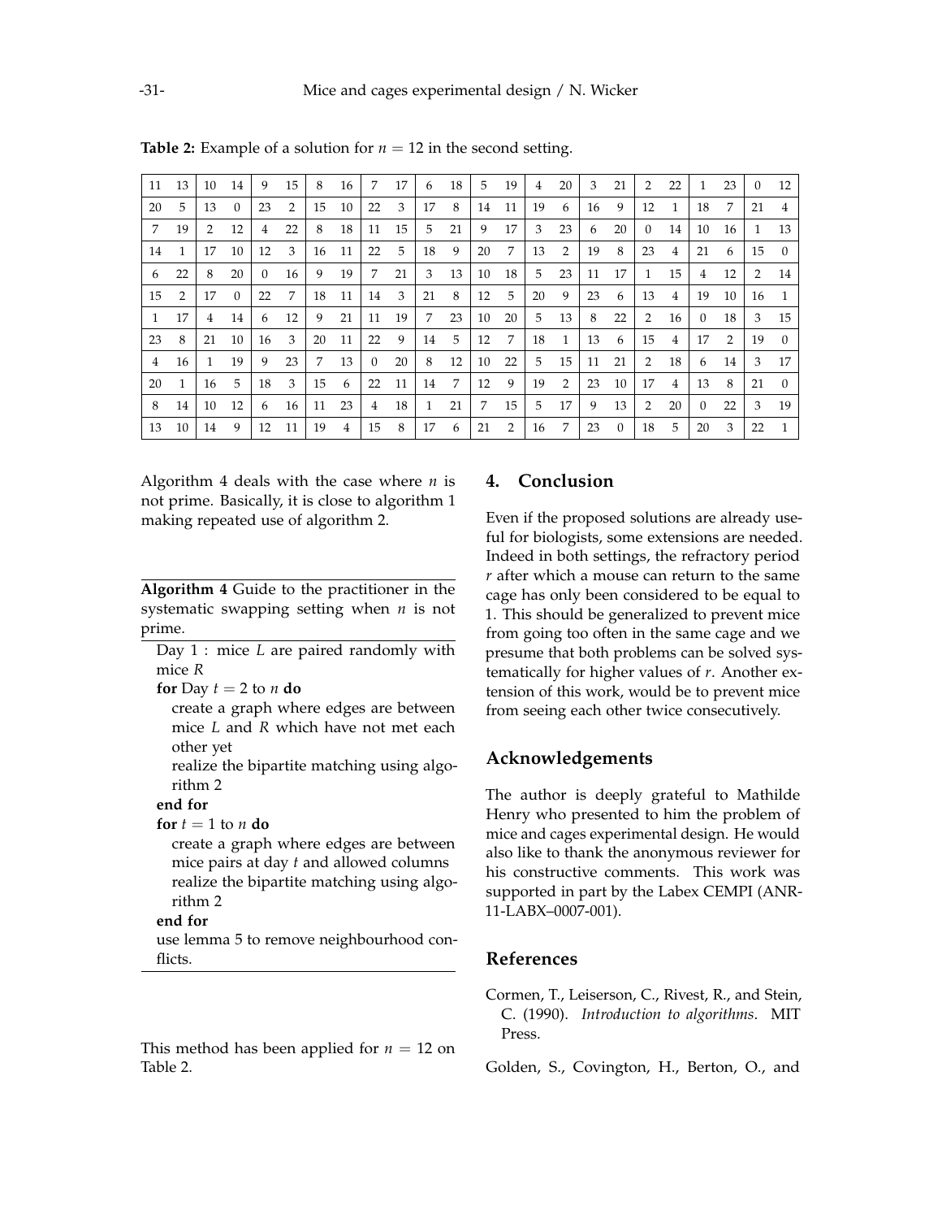**Table 2:** Example of a solution for $n = 12$ in the second setting.

| | | | | | | | | | | | | | | | | | | | | | | | |
|---|---|---|---|---|---|---|---|---|---|---|---|---|---|---|---|---|---|---|---|---|---|---|---|
| 11 | 13 | 10 | 14 | 9 | 15 | 8 | 16 | 7 | 17 | 6 | 18 | 5 | 19 | 4 | 20 | 3 | 21 | 2 | 22 | 1 | 23 | 0 | 12 |
| 20 | 5 | 13 | 0 | 23 | 2 | 15 | 10 | 22 | 3 | 17 | 8 | 14 | 11 | 19 | 6 | 16 | 9 | 12 | 1 | 18 | 7 | 21 | 4 |
| 7 | 19 | 2 | 12 | 4 | 22 | 8 | 18 | 11 | 15 | 5 | 21 | 9 | 17 | 3 | 23 | 6 | 20 | 0 | 14 | 10 | 16 | 1 | 13 |
| 14 | 1 | 17 | 10 | 12 | 3 | 16 | 11 | 22 | 5 | 18 | 9 | 20 | 7 | 13 | 2 | 19 | 8 | 23 | 4 | 21 | 6 | 15 | 0 |
| 6 | 22 | 8 | 20 | 0 | 16 | 9 | 19 | 7 | 21 | 3 | 13 | 10 | 18 | 5 | 23 | 11 | 17 | 1 | 15 | 4 | 12 | 2 | 14 |
| 15 | 2 | 17 | 0 | 22 | 7 | 18 | 11 | 14 | 3 | 21 | 8 | 12 | 5 | 20 | 9 | 23 | 6 | 13 | 4 | 19 | 10 | 16 | 1 |
| 1 | 17 | 4 | 14 | 6 | 12 | 9 | 21 | 11 | 19 | 7 | 23 | 10 | 20 | 5 | 13 | 8 | 22 | 2 | 16 | 0 | 18 | 3 | 15 |
| 23 | 8 | 21 | 10 | 16 | 3 | 20 | 11 | 22 | 9 | 14 | 5 | 12 | 7 | 18 | 1 | 13 | 6 | 15 | 4 | 17 | 2 | 19 | 0 |
| 4 | 16 | 1 | 19 | 9 | 23 | 7 | 13 | 0 | 20 | 8 | 12 | 10 | 22 | 5 | 15 | 11 | 21 | 2 | 18 | 6 | 14 | 3 | 17 |
| 20 | 1 | 16 | 5 | 18 | 3 | 15 | 6 | 22 | 11 | 14 | 7 | 12 | 9 | 19 | 2 | 23 | 10 | 17 | 4 | 13 | 8 | 21 | 0 |
| 8 | 14 | 10 | 12 | 6 | 16 | 11 | 23 | 4 | 18 | 1 | 21 | 7 | 15 | 5 | 17 | 9 | 13 | 2 | 20 | 0 | 22 | 3 | 19 |
| 13 | 10 | 14 | 9 | 12 | 11 | 19 | 4 | 15 | 8 | 17 | 6 | 21 | 2 | 16 | 7 | 23 | 0 | 18 | 5 | 20 | 3 | 22 | 1 |

Algorithm 4 deals with the case where $n$ is not prime. Basically, it is close to algorithm 1 making repeated use of algorithm 2.

**Algorithm 4** Guide to the practitioner in the systematic swapping setting when $n$ is not prime.

Day 1 : mice $L$ are paired randomly with mice $R$
**for** Day $t = 2$ to $n$ **do**
  create a graph where edges are between mice $L$ and $R$ which have not met each other yet
  realize the bipartite matching using algorithm 2
**end for**
**for** $t = 1$ to $n$ **do**
  create a graph where edges are between mice pairs at day $t$ and allowed columns
  realize the bipartite matching using algorithm 2
**end for**
use lemma 5 to remove neighbourhood conflicts.

This method has been applied for $n = 12$ on Table 2.

## 4. Conclusion

Even if the proposed solutions are already useful for biologists, some extensions are needed. Indeed in both settings, the refractory period $r$ after which a mouse can return to the same cage has only been considered to be equal to 1. This should be generalized to prevent mice from going too often in the same cage and we presume that both problems can be solved systematically for higher values of $r$. Another extension of this work, would be to prevent mice from seeing each other twice consecutively.

## Acknowledgements

The author is deeply grateful to Mathilde Henry who presented to him the problem of mice and cages experimental design. He would also like to thank the anonymous reviewer for his constructive comments. This work was supported in part by the Labex CEMPI (ANR-11-LABX–0007-001).

## References

Cormen, T., Leiserson, C., Rivest, R., and Stein, C. (1990). *Introduction to algorithms*. MIT Press.

Golden, S., Covington, H., Berton, O., and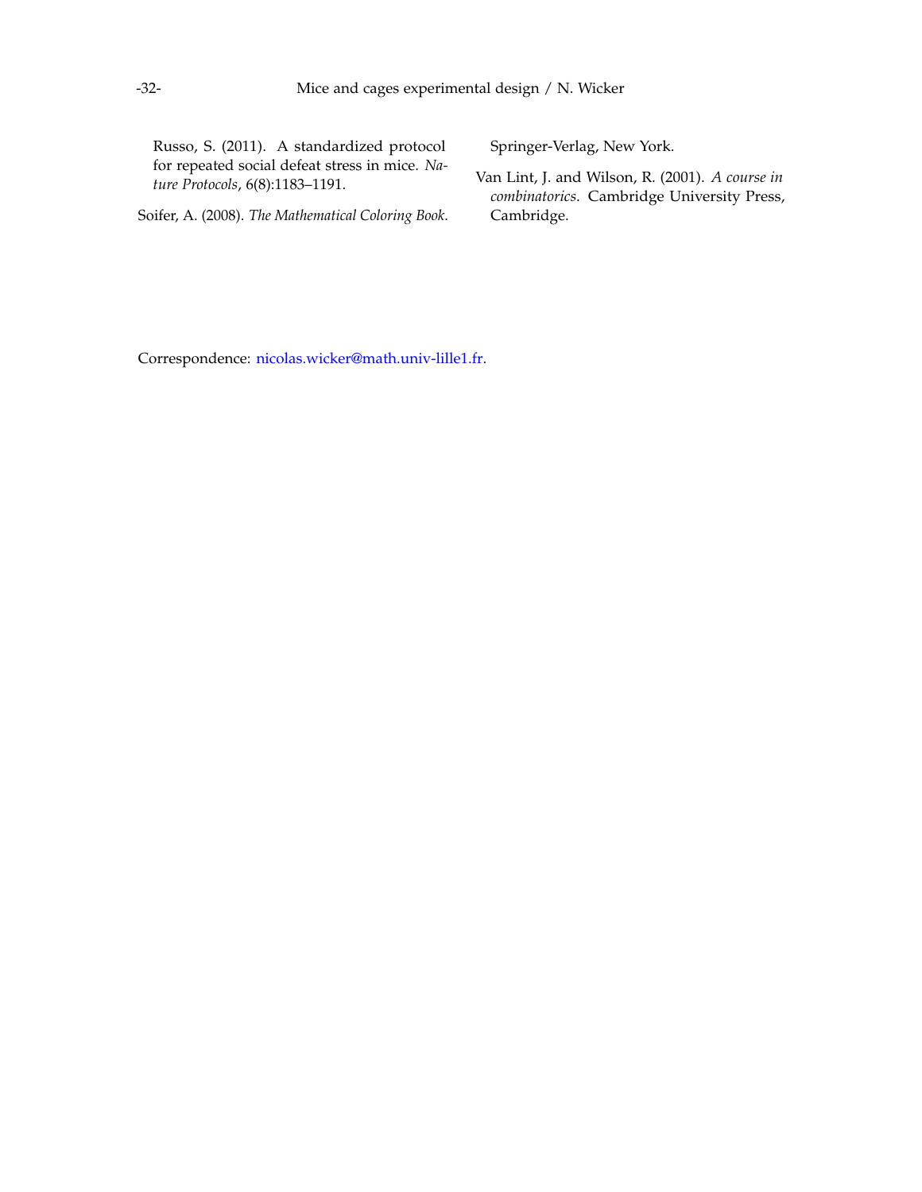Russo, S. (2011). A standardized protocol for repeated social defeat stress in mice. *Nature Protocols*, 6(8):1183–1191.

Soifer, A. (2008). *The Mathematical Coloring Book*. Springer-Verlag, New York.

Van Lint, J. and Wilson, R. (2001). *A course in combinatorics*. Cambridge University Press, Cambridge.

Correspondence: nicolas.wicker@math.univ-lille1.fr.